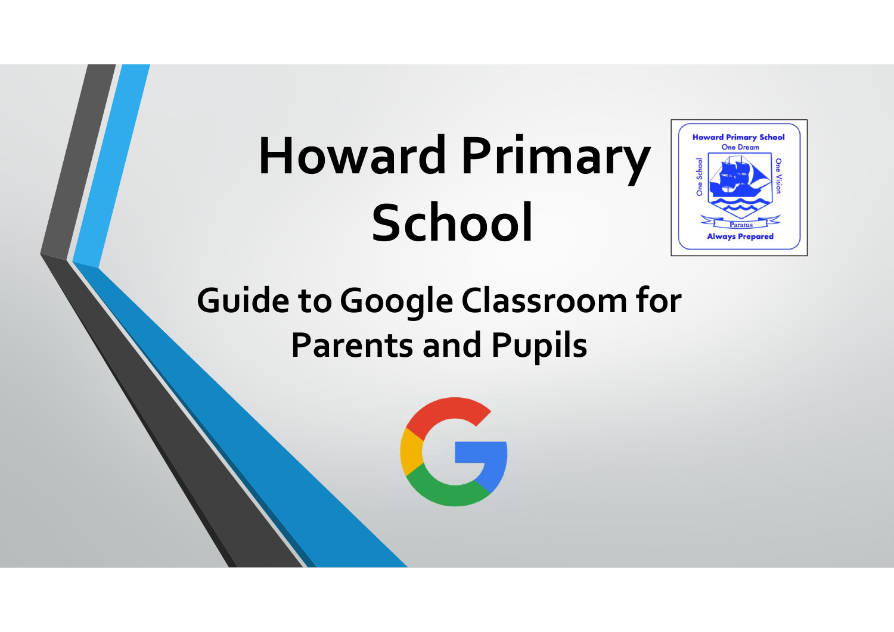# Howard Primary School

## Guide to Google Classroom for Parents and Pupils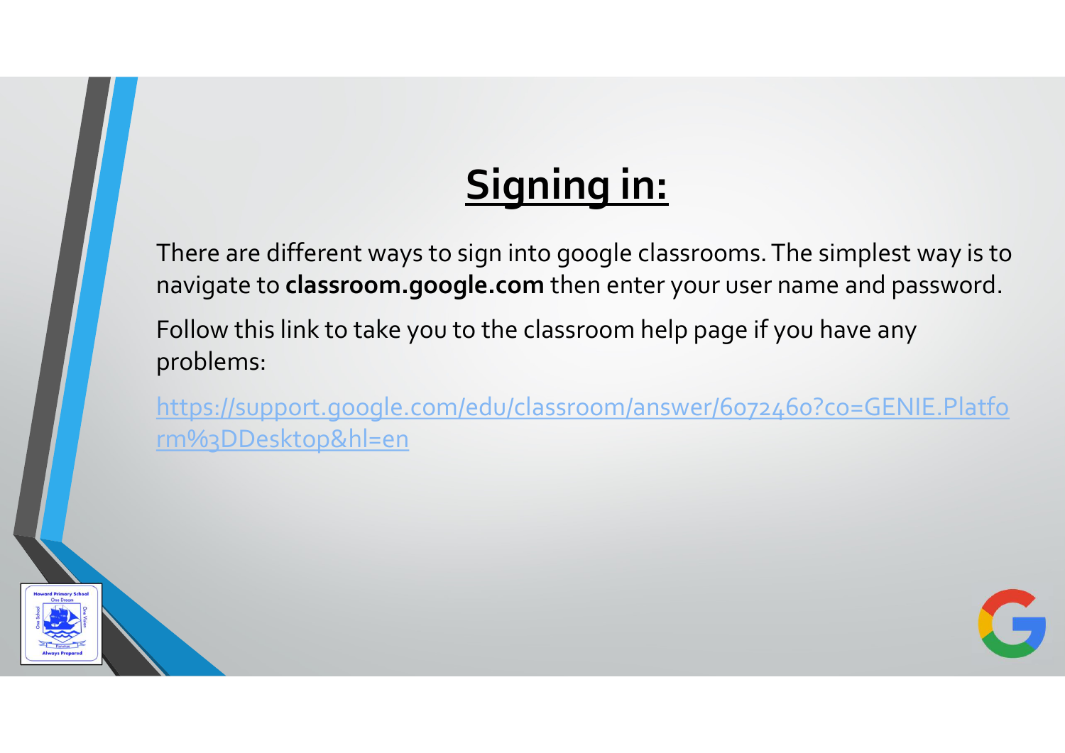# Signing in:

There are different ways to sign into google classrooms. The simplest way is to navigate to **classroom.google.com** then enter your user name and password.

Follow this link to take you to the classroom help page if you have any problems:

https://support.google.com/edu/classroom/answer/6072460?co=GENIE.Platform%3DDesktop&hl=en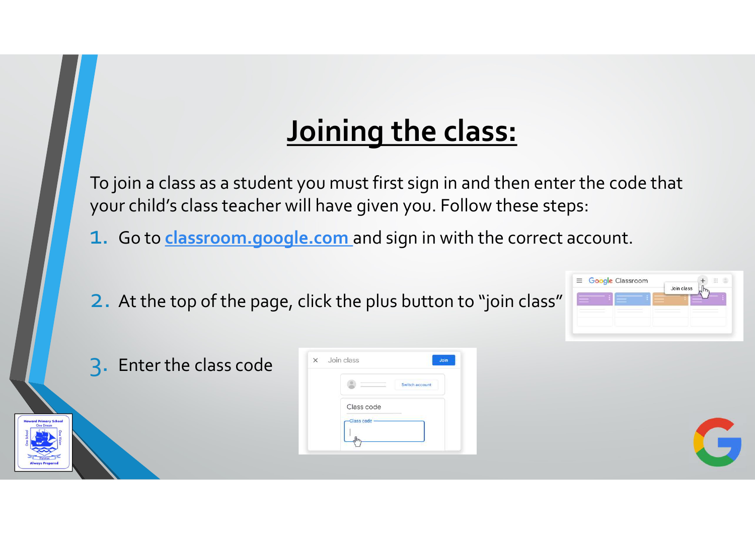# Joining the class:

To join a class as a student you must first sign in and then enter the code that your child's class teacher will have given you. Follow these steps:

1. Go to classroom.google.com and sign in with the correct account.
2. At the top of the page, click the plus button to "join class"
3. Enter the class code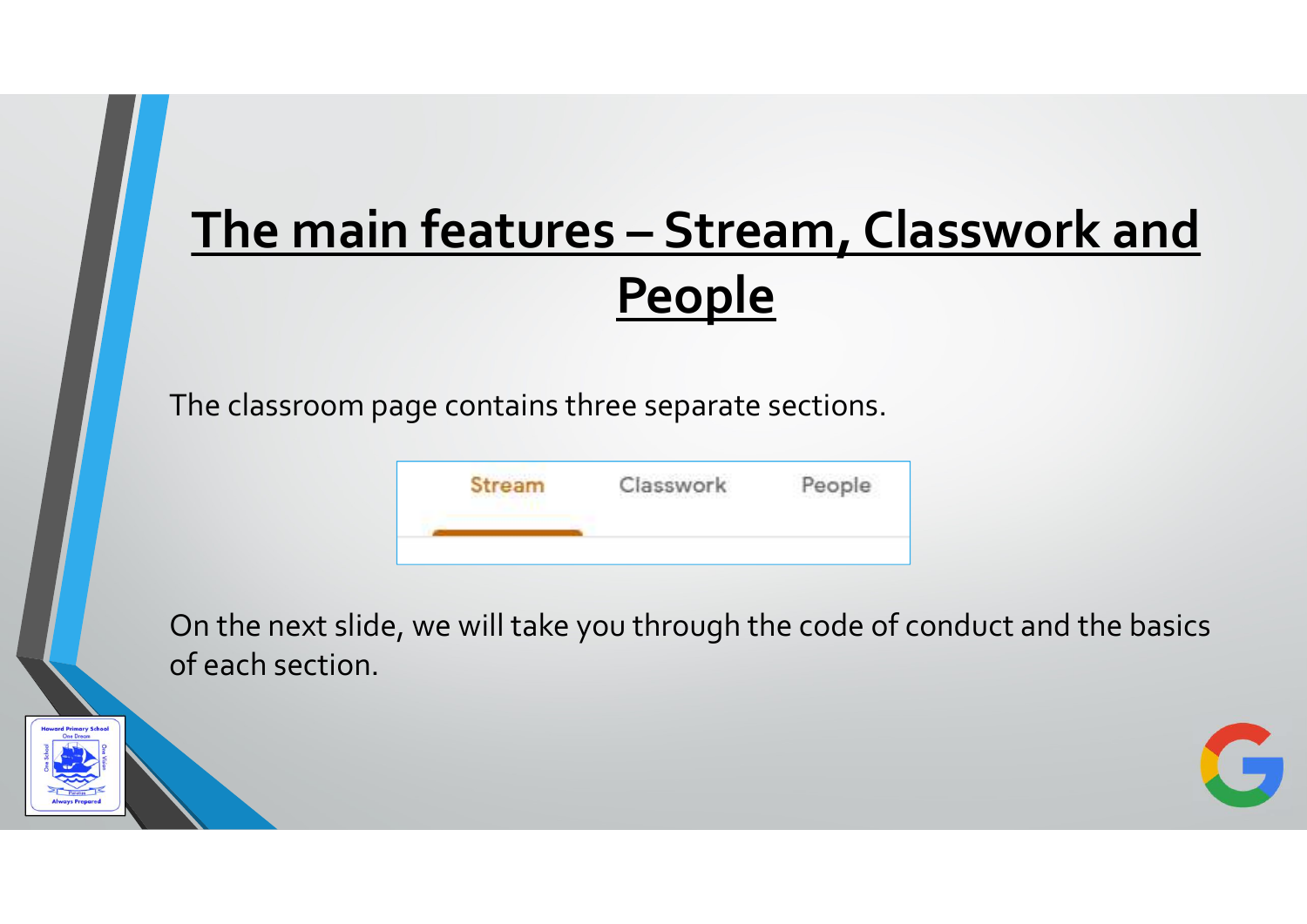# The main features – Stream, Classwork and People

The classroom page contains three separate sections.

Stream Classwork People

On the next slide, we will take you through the code of conduct and the basics of each section.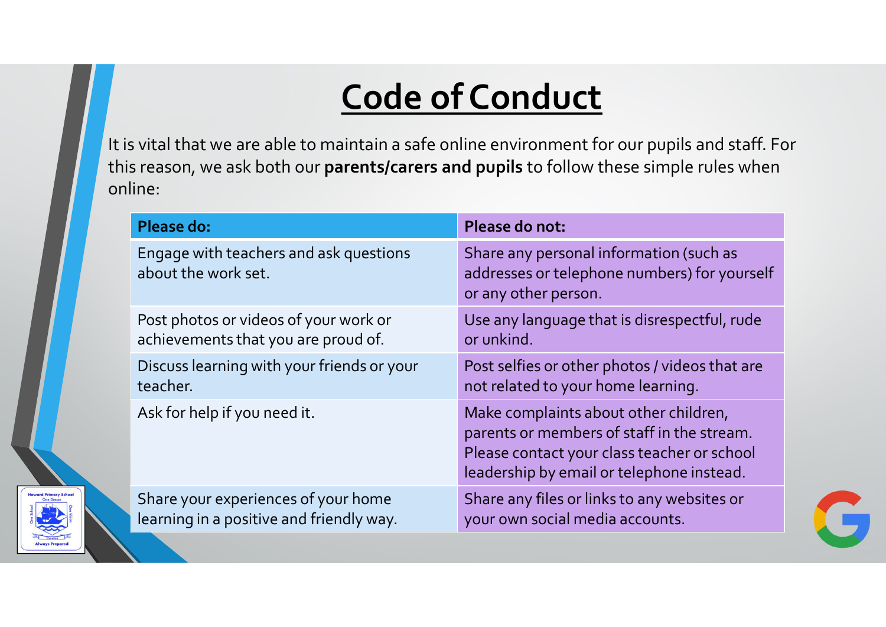# Code of Conduct

It is vital that we are able to maintain a safe online environment for our pupils and staff. For this reason, we ask both our **parents/carers and pupils** to follow these simple rules when online:

| Please do: | Please do not: |
| --- | --- |
| Engage with teachers and ask questions about the work set. | Share any personal information (such as addresses or telephone numbers) for yourself or any other person. |
| Post photos or videos of your work or achievements that you are proud of. | Use any language that is disrespectful, rude or unkind. |
| Discuss learning with your friends or your teacher. | Post selfies or other photos / videos that are not related to your home learning. |
| Ask for help if you need it. | Make complaints about other children, parents or members of staff in the stream. Please contact your class teacher or school leadership by email or telephone instead. |
| Share your experiences of your home learning in a positive and friendly way. | Share any files or links to any websites or your own social media accounts. |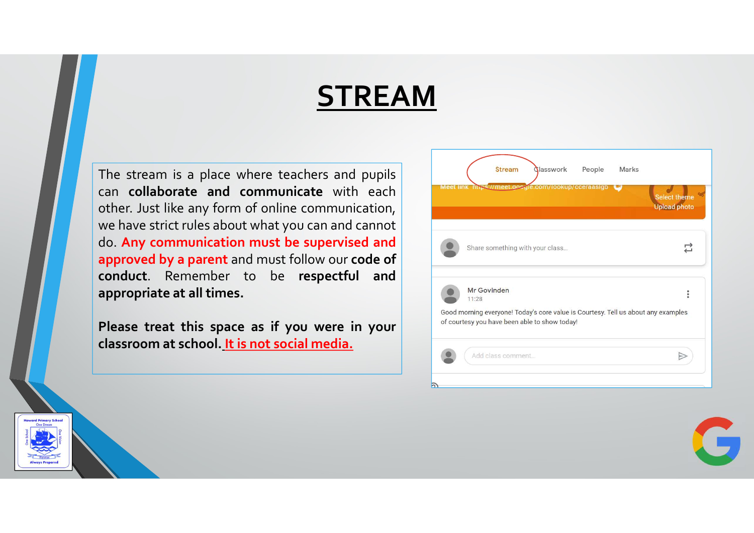# STREAM

The stream is a place where teachers and pupils can **collaborate and communicate** with each other. Just like any form of online communication, we have strict rules about what you can and cannot do. **Any communication must be supervised and approved by a parent** and must follow our **code of conduct**. Remember to be **respectful and appropriate at all times.**

**Please treat this space as if you were in your classroom at school. It is not social media.**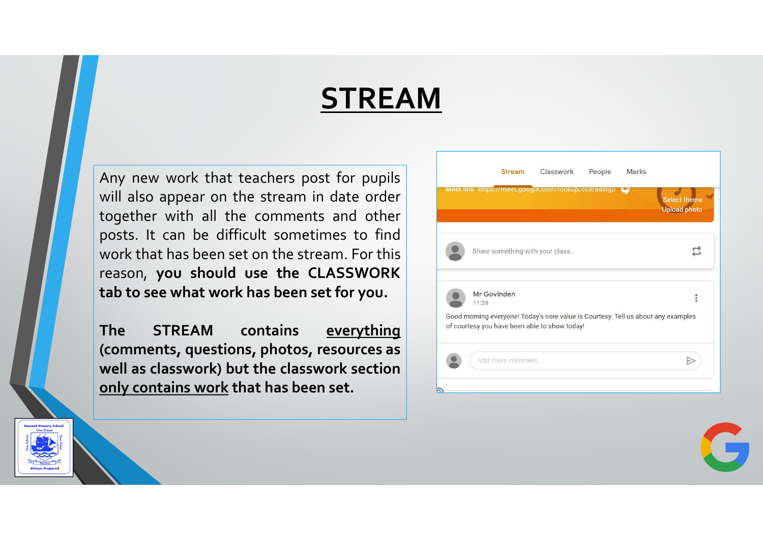# STREAM

Any new work that teachers post for pupils will also appear on the stream in date order together with all the comments and other posts. It can be difficult sometimes to find work that has been set on the stream. For this reason, **you should use the CLASSWORK tab to see what work has been set for you.**

**The STREAM contains <u>everything</u> (comments, questions, photos, resources as well as classwork) but the classwork section <u>only contains work</u> that has been set.**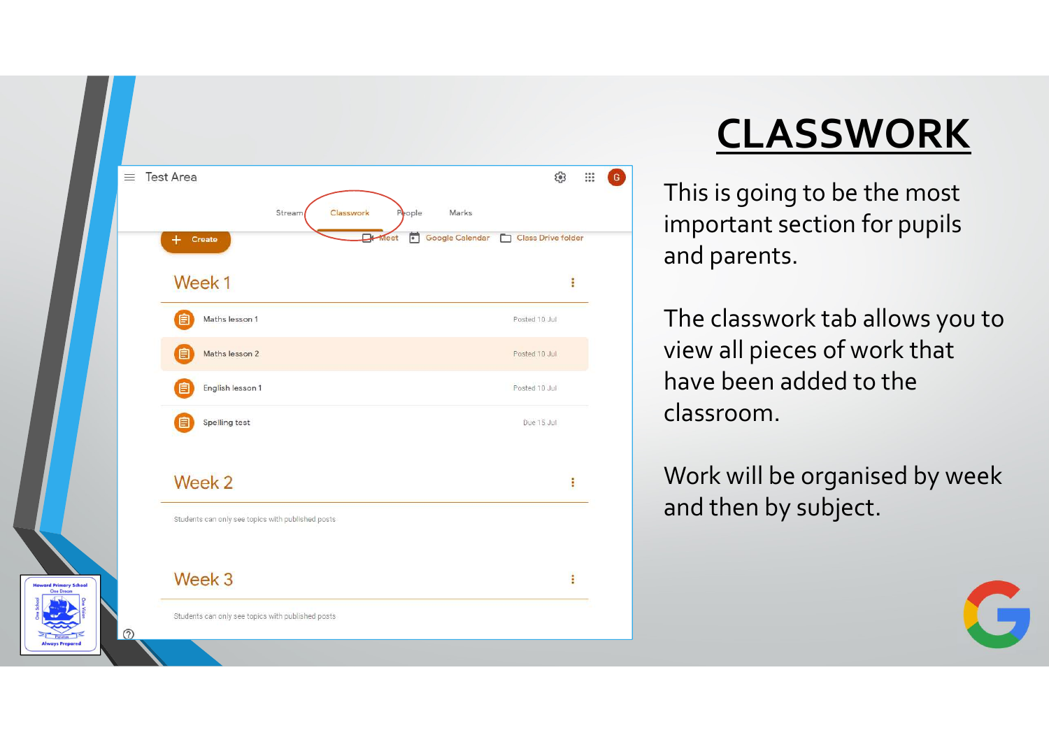# CLASSWORK

This is going to be the most important section for pupils and parents.

The classwork tab allows you to view all pieces of work that have been added to the classroom.

Work will be organised by week and then by subject.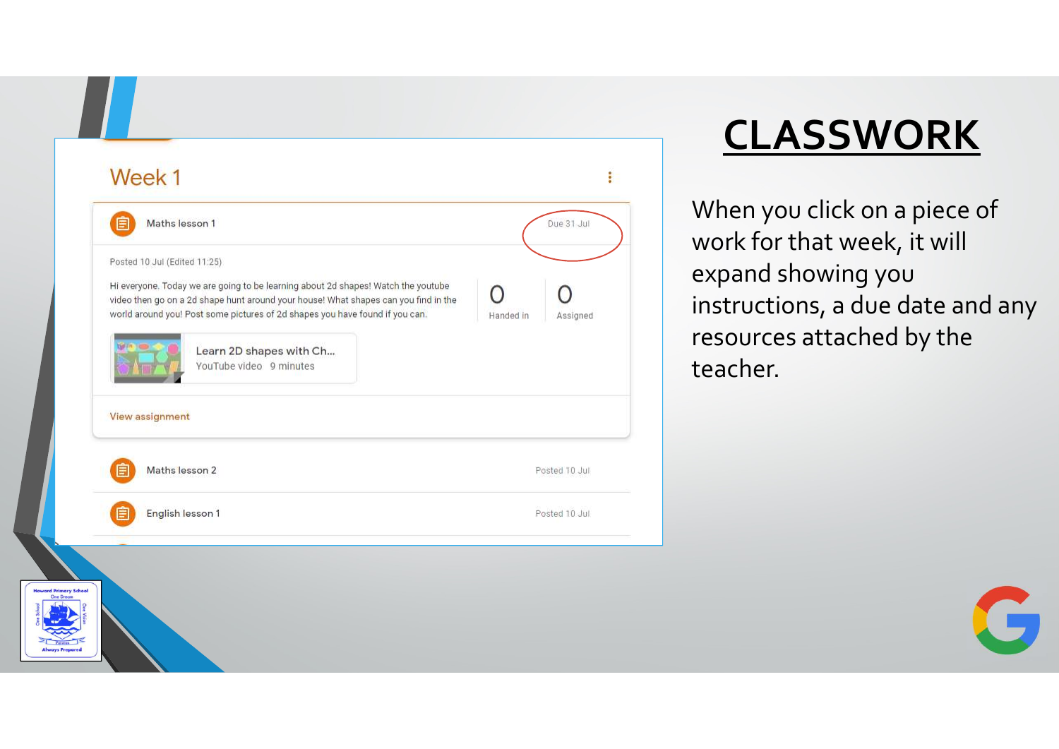# CLASSWORK

When you click on a piece of work for that week, it will expand showing you instructions, a due date and any resources attached by the teacher.

Week 1

Maths lesson 1 — Due 31 Jul

Posted 10 Jul (Edited 11:25)

Hi everyone. Today we are going to be learning about 2d shapes! Watch the youtube video then go on a 2d shape hunt around your house! What shapes can you find in the world around you! Post some pictures of 2d shapes you have found if you can.

0 Handed in | 0 Assigned

Learn 2D shapes with Ch...
YouTube video 9 minutes

View assignment

Maths lesson 2 — Posted 10 Jul

English lesson 1 — Posted 10 Jul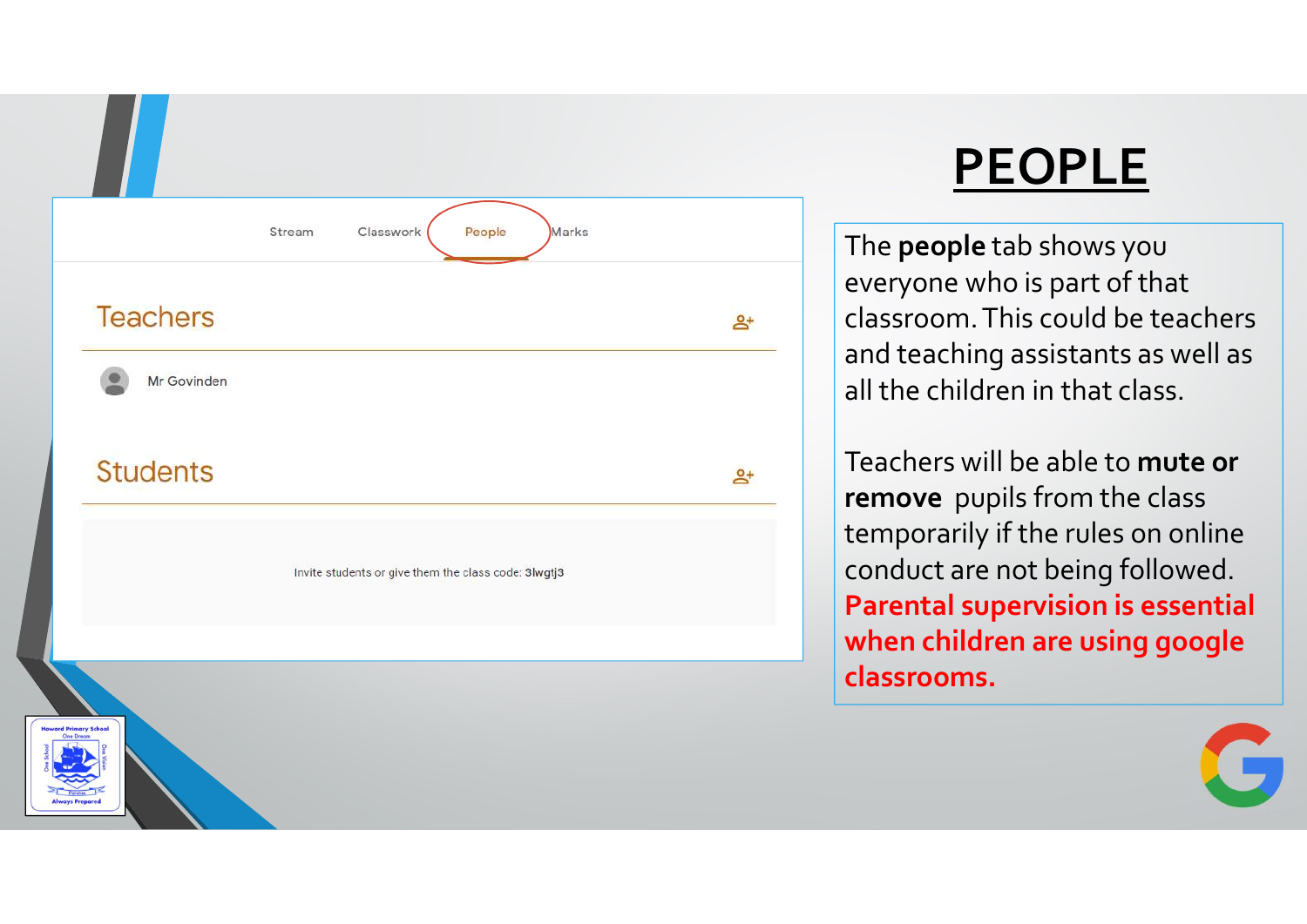# PEOPLE

Stream Classwork People Marks

Teachers

Mr Govinden

Students

Invite students or give them the class code: 3lwgtj3

The **people** tab shows you everyone who is part of that classroom. This could be teachers and teaching assistants as well as all the children in that class.

Teachers will be able to **mute or remove** pupils from the class temporarily if the rules on online conduct are not being followed. **Parental supervision is essential when children are using google classrooms.**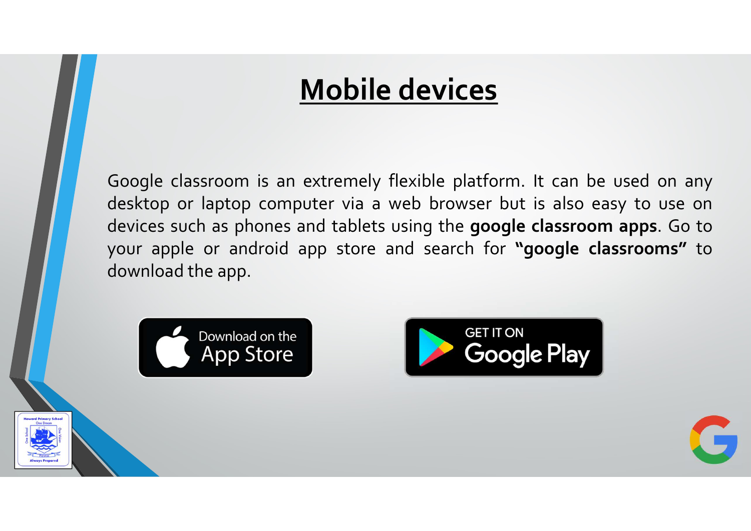# Mobile devices

Google classroom is an extremely flexible platform. It can be used on any desktop or laptop computer via a web browser but is also easy to use on devices such as phones and tablets using the **google classroom apps**. Go to your apple or android app store and search for **"google classrooms"** to download the app.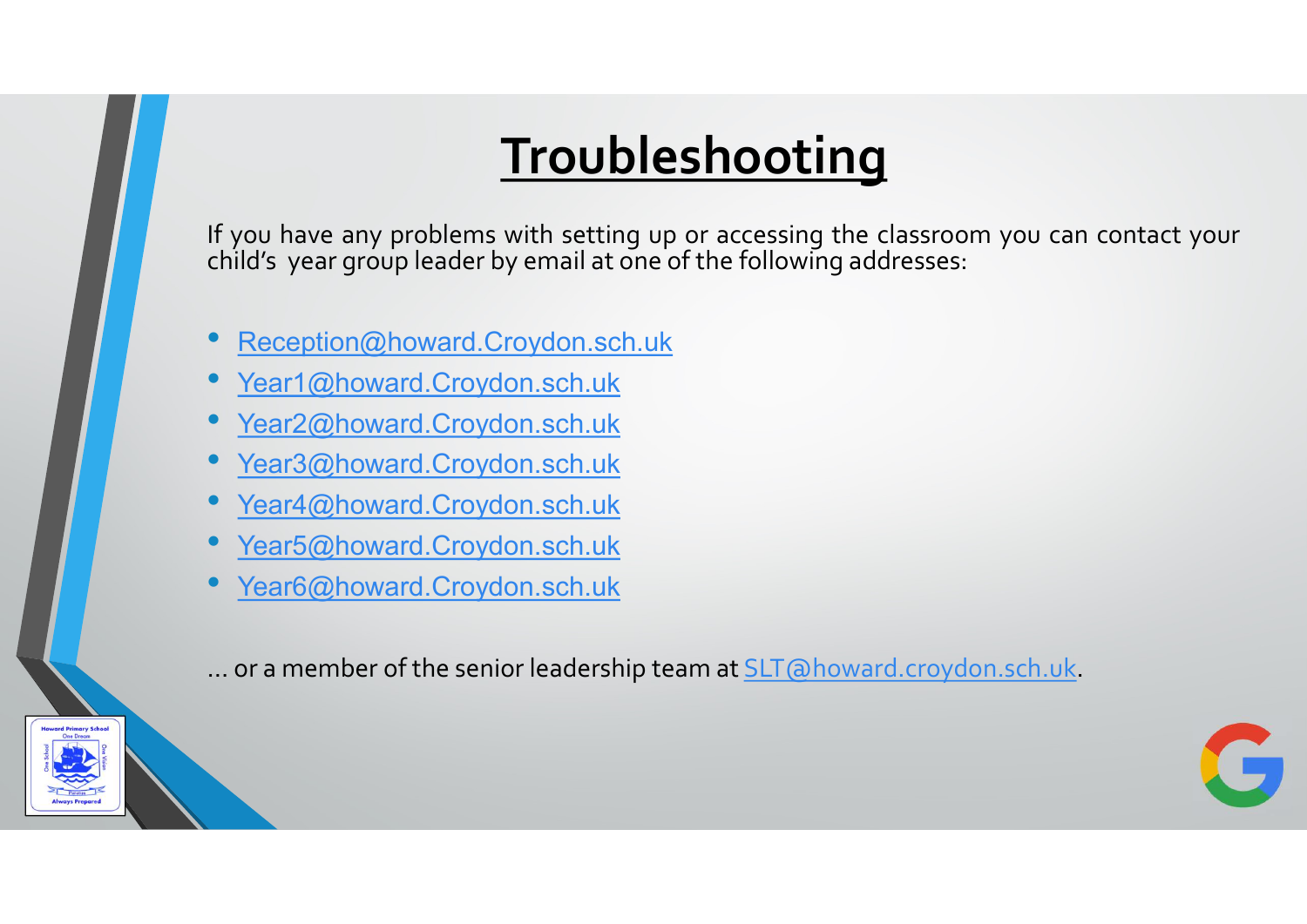# Troubleshooting

If you have any problems with setting up or accessing the classroom you can contact your child's year group leader by email at one of the following addresses:

- Reception@howard.Croydon.sch.uk
- Year1@howard.Croydon.sch.uk
- Year2@howard.Croydon.sch.uk
- Year3@howard.Croydon.sch.uk
- Year4@howard.Croydon.sch.uk
- Year5@howard.Croydon.sch.uk
- Year6@howard.Croydon.sch.uk

... or a member of the senior leadership team at SLT@howard.croydon.sch.uk.